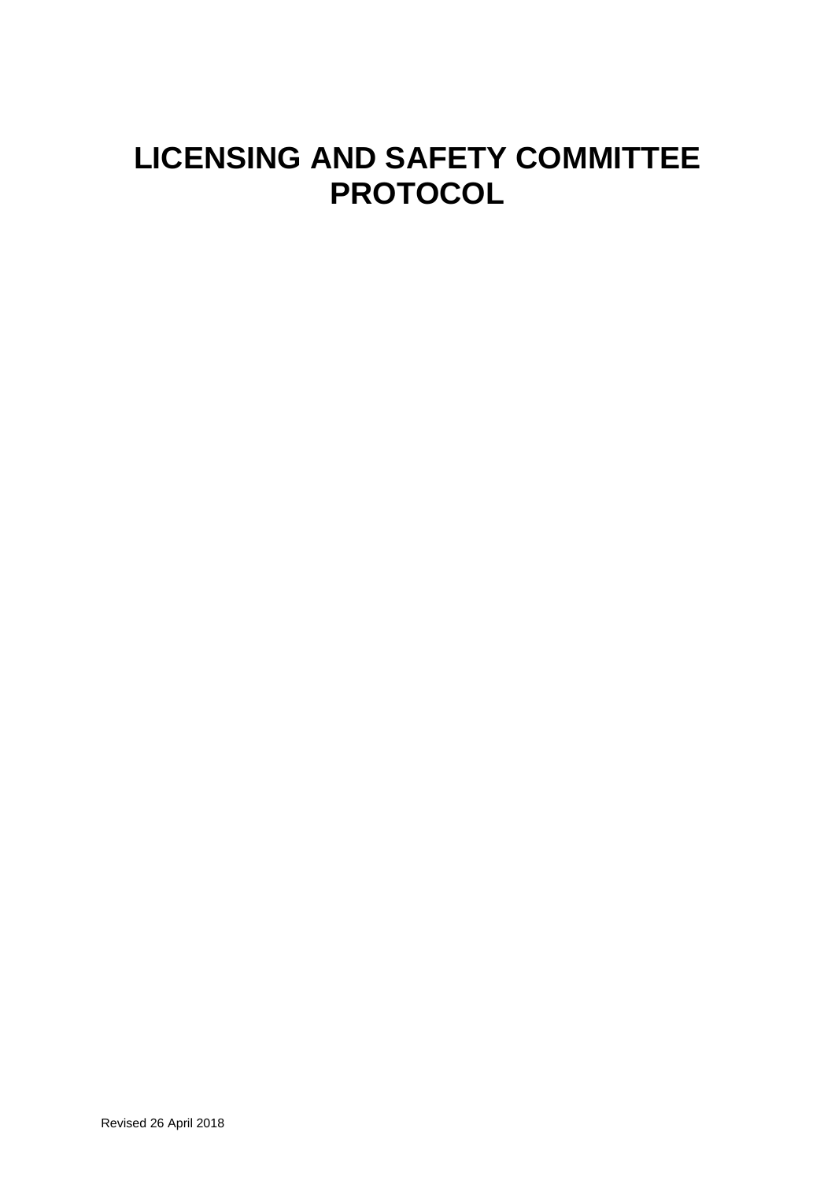# LICENSING AND SAFETY COMMITTEE PROTOCOL

Revised 26 April 2018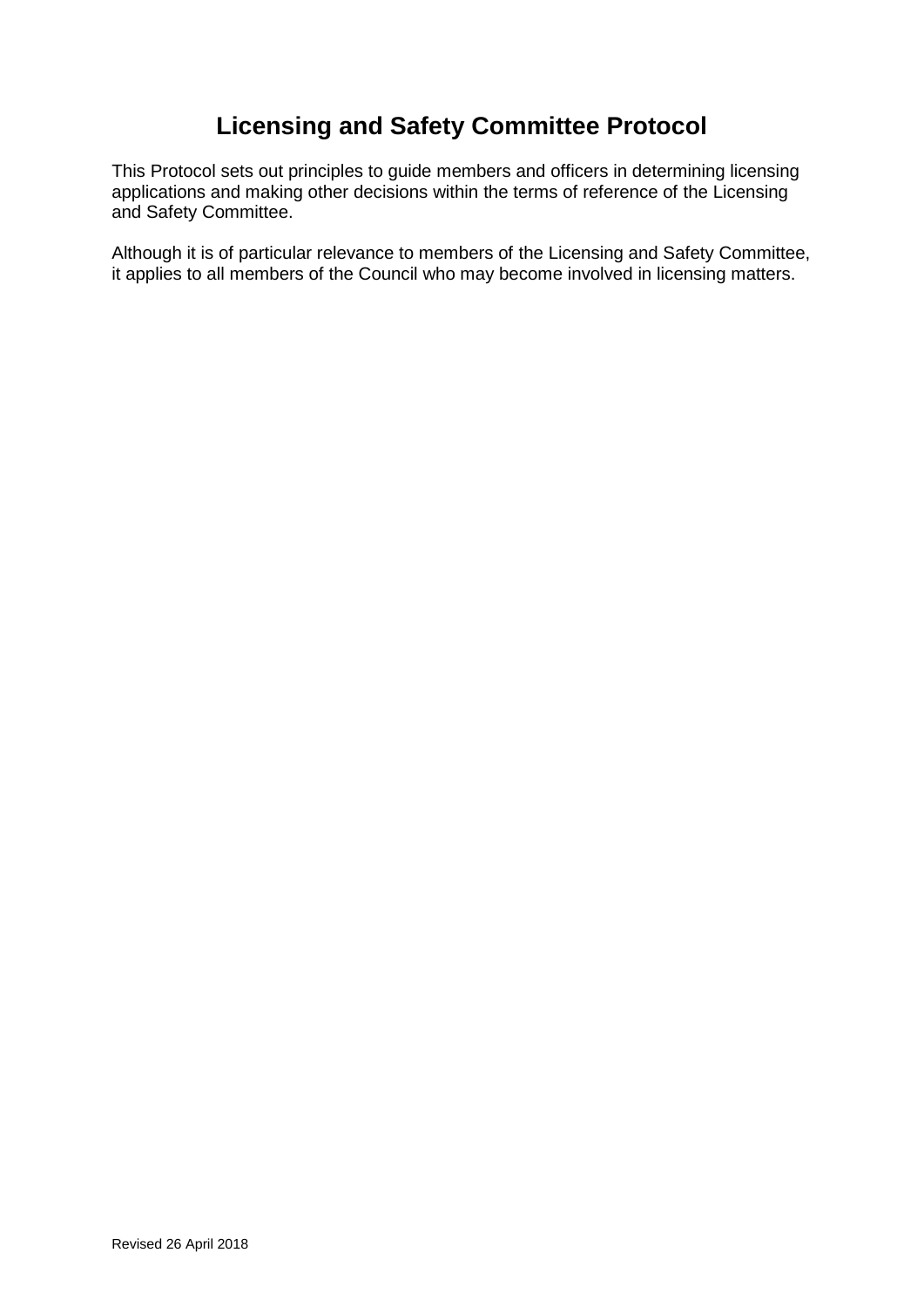# Licensing and Safety Committee Protocol

This Protocol sets out principles to guide members and officers in determining licensing applications and making other decisions within the terms of reference of the Licensing and Safety Committee.

Although it is of particular relevance to members of the Licensing and Safety Committee, it applies to all members of the Council who may become involved in licensing matters.

Revised 26 April 2018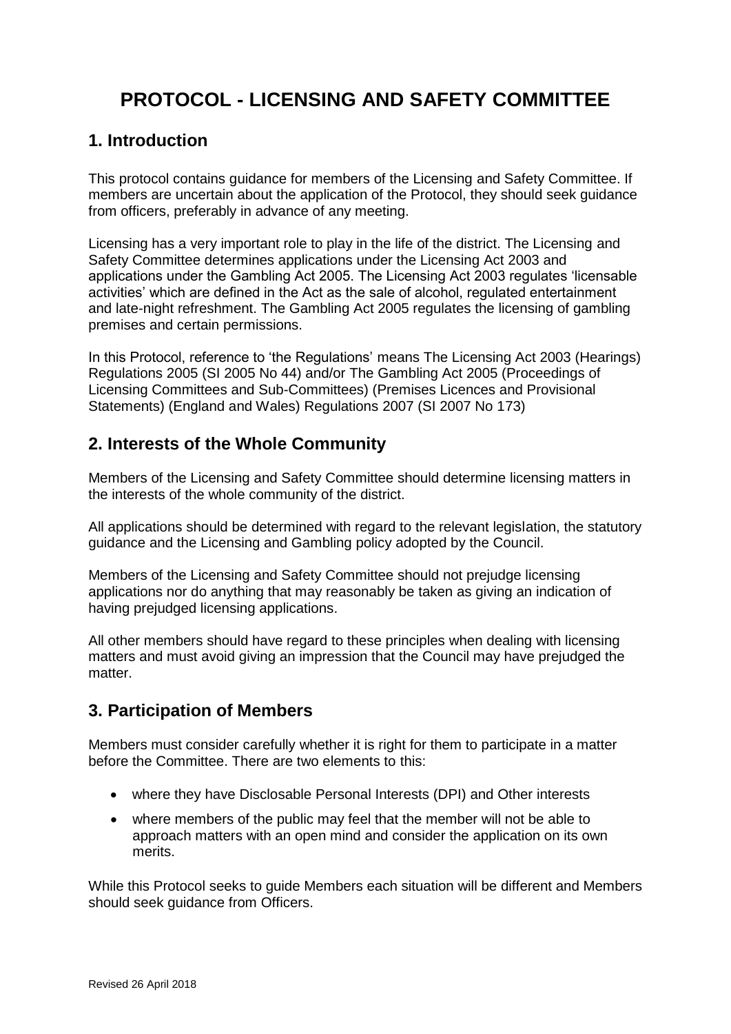# PROTOCOL - LICENSING AND SAFETY COMMITTEE

## 1. Introduction

This protocol contains guidance for members of the Licensing and Safety Committee. If members are uncertain about the application of the Protocol, they should seek guidance from officers, preferably in advance of any meeting.

Licensing has a very important role to play in the life of the district. The Licensing and Safety Committee determines applications under the Licensing Act 2003 and applications under the Gambling Act 2005. The Licensing Act 2003 regulates 'licensable activities' which are defined in the Act as the sale of alcohol, regulated entertainment and late-night refreshment. The Gambling Act 2005 regulates the licensing of gambling premises and certain permissions.

In this Protocol, reference to 'the Regulations' means The Licensing Act 2003 (Hearings) Regulations 2005 (SI 2005 No 44) and/or The Gambling Act 2005 (Proceedings of Licensing Committees and Sub-Committees) (Premises Licences and Provisional Statements) (England and Wales) Regulations 2007 (SI 2007 No 173)

## 2. Interests of the Whole Community

Members of the Licensing and Safety Committee should determine licensing matters in the interests of the whole community of the district.

All applications should be determined with regard to the relevant legislation, the statutory guidance and the Licensing and Gambling policy adopted by the Council.

Members of the Licensing and Safety Committee should not prejudge licensing applications nor do anything that may reasonably be taken as giving an indication of having prejudged licensing applications.

All other members should have regard to these principles when dealing with licensing matters and must avoid giving an impression that the Council may have prejudged the matter.

## 3. Participation of Members

Members must consider carefully whether it is right for them to participate in a matter before the Committee. There are two elements to this:

- where they have Disclosable Personal Interests (DPI) and Other interests
- where members of the public may feel that the member will not be able to approach matters with an open mind and consider the application on its own merits.

While this Protocol seeks to guide Members each situation will be different and Members should seek guidance from Officers.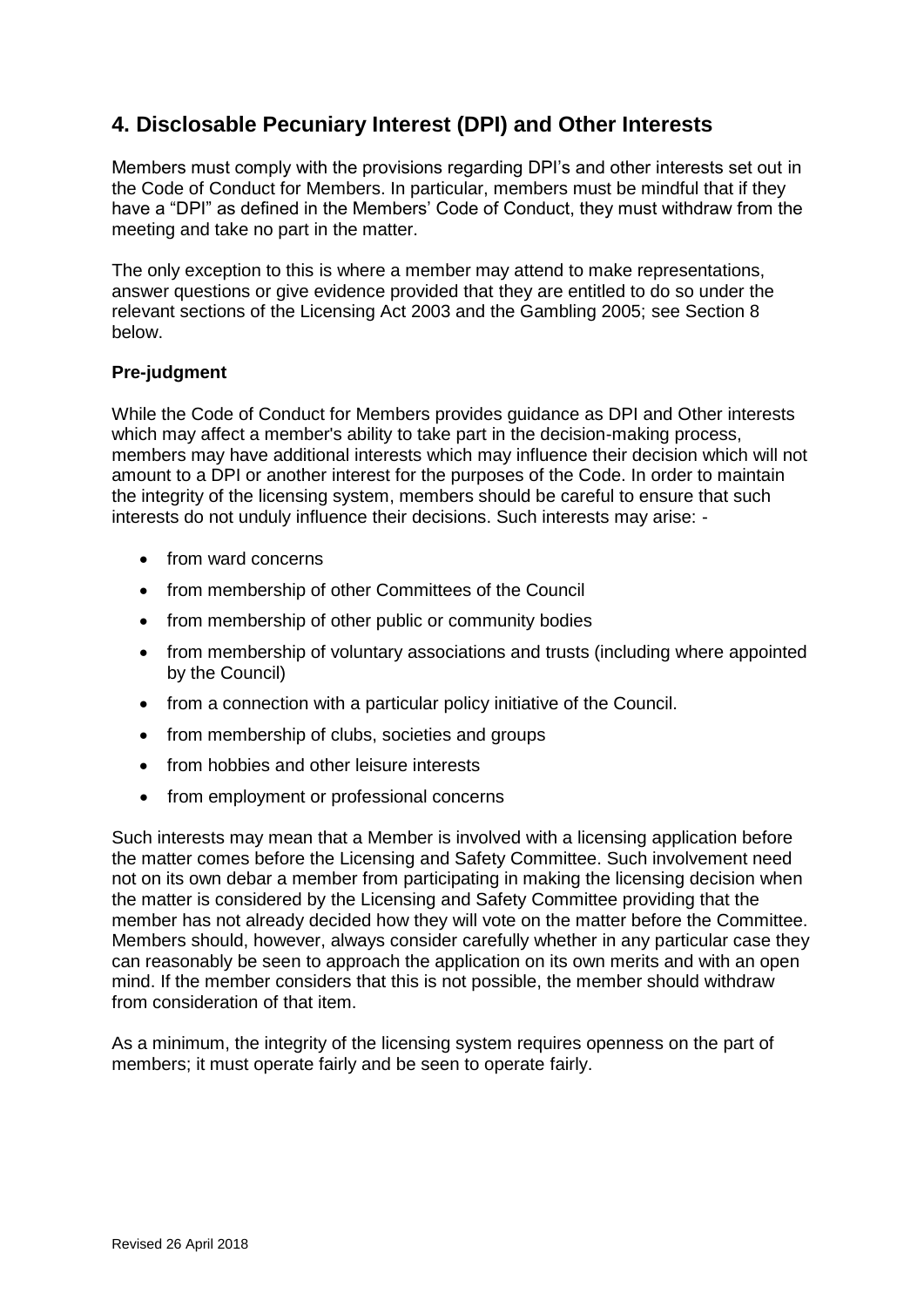## 4. Disclosable Pecuniary Interest (DPI) and Other Interests

Members must comply with the provisions regarding DPI's and other interests set out in the Code of Conduct for Members. In particular, members must be mindful that if they have a "DPI" as defined in the Members' Code of Conduct, they must withdraw from the meeting and take no part in the matter.

The only exception to this is where a member may attend to make representations, answer questions or give evidence provided that they are entitled to do so under the relevant sections of the Licensing Act 2003 and the Gambling 2005; see Section 8 below.

**Pre-judgment**

While the Code of Conduct for Members provides guidance as DPI and Other interests which may affect a member's ability to take part in the decision-making process, members may have additional interests which may influence their decision which will not amount to a DPI or another interest for the purposes of the Code. In order to maintain the integrity of the licensing system, members should be careful to ensure that such interests do not unduly influence their decisions. Such interests may arise: -

- from ward concerns
- from membership of other Committees of the Council
- from membership of other public or community bodies
- from membership of voluntary associations and trusts (including where appointed by the Council)
- from a connection with a particular policy initiative of the Council.
- from membership of clubs, societies and groups
- from hobbies and other leisure interests
- from employment or professional concerns

Such interests may mean that a Member is involved with a licensing application before the matter comes before the Licensing and Safety Committee. Such involvement need not on its own debar a member from participating in making the licensing decision when the matter is considered by the Licensing and Safety Committee providing that the member has not already decided how they will vote on the matter before the Committee. Members should, however, always consider carefully whether in any particular case they can reasonably be seen to approach the application on its own merits and with an open mind. If the member considers that this is not possible, the member should withdraw from consideration of that item.

As a minimum, the integrity of the licensing system requires openness on the part of members; it must operate fairly and be seen to operate fairly.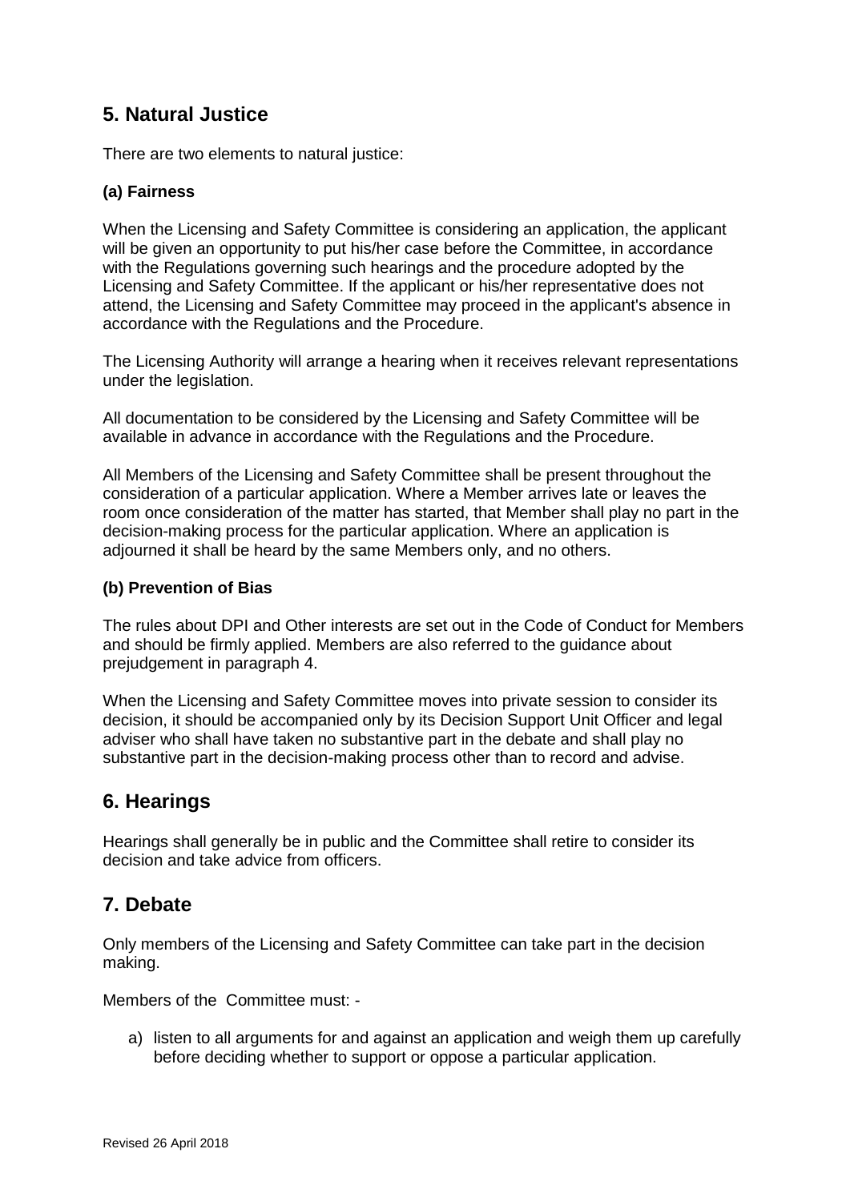## 5. Natural Justice

There are two elements to natural justice:

### (a) Fairness

When the Licensing and Safety Committee is considering an application, the applicant will be given an opportunity to put his/her case before the Committee, in accordance with the Regulations governing such hearings and the procedure adopted by the Licensing and Safety Committee. If the applicant or his/her representative does not attend, the Licensing and Safety Committee may proceed in the applicant's absence in accordance with the Regulations and the Procedure.

The Licensing Authority will arrange a hearing when it receives relevant representations under the legislation.

All documentation to be considered by the Licensing and Safety Committee will be available in advance in accordance with the Regulations and the Procedure.

All Members of the Licensing and Safety Committee shall be present throughout the consideration of a particular application. Where a Member arrives late or leaves the room once consideration of the matter has started, that Member shall play no part in the decision-making process for the particular application. Where an application is adjourned it shall be heard by the same Members only, and no others.

### (b) Prevention of Bias

The rules about DPI and Other interests are set out in the Code of Conduct for Members and should be firmly applied. Members are also referred to the guidance about prejudgement in paragraph 4.

When the Licensing and Safety Committee moves into private session to consider its decision, it should be accompanied only by its Decision Support Unit Officer and legal adviser who shall have taken no substantive part in the debate and shall play no substantive part in the decision-making process other than to record and advise.

## 6. Hearings

Hearings shall generally be in public and the Committee shall retire to consider its decision and take advice from officers.

## 7. Debate

Only members of the Licensing and Safety Committee can take part in the decision making.

Members of the Committee must: -

a) listen to all arguments for and against an application and weigh them up carefully before deciding whether to support or oppose a particular application.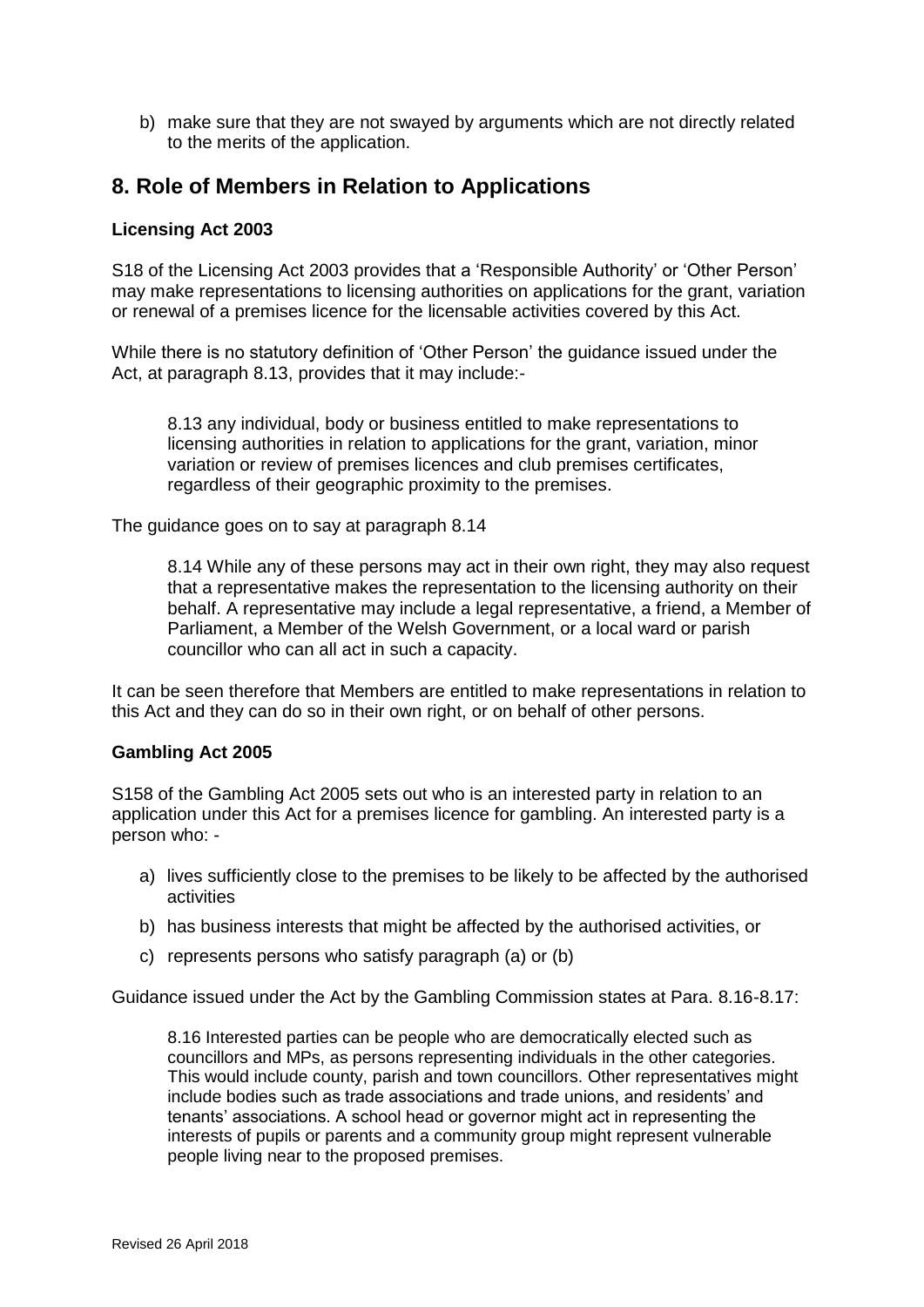b) make sure that they are not swayed by arguments which are not directly related to the merits of the application.

## 8. Role of Members in Relation to Applications

**Licensing Act 2003**

S18 of the Licensing Act 2003 provides that a 'Responsible Authority' or 'Other Person' may make representations to licensing authorities on applications for the grant, variation or renewal of a premises licence for the licensable activities covered by this Act.

While there is no statutory definition of 'Other Person' the guidance issued under the Act, at paragraph 8.13, provides that it may include:-

> 8.13 any individual, body or business entitled to make representations to licensing authorities in relation to applications for the grant, variation, minor variation or review of premises licences and club premises certificates, regardless of their geographic proximity to the premises.

The guidance goes on to say at paragraph 8.14

> 8.14 While any of these persons may act in their own right, they may also request that a representative makes the representation to the licensing authority on their behalf. A representative may include a legal representative, a friend, a Member of Parliament, a Member of the Welsh Government, or a local ward or parish councillor who can all act in such a capacity.

It can be seen therefore that Members are entitled to make representations in relation to this Act and they can do so in their own right, or on behalf of other persons.

**Gambling Act 2005**

S158 of the Gambling Act 2005 sets out who is an interested party in relation to an application under this Act for a premises licence for gambling. An interested party is a person who: -

a) lives sufficiently close to the premises to be likely to be affected by the authorised activities
b) has business interests that might be affected by the authorised activities, or
c) represents persons who satisfy paragraph (a) or (b)

Guidance issued under the Act by the Gambling Commission states at Para. 8.16-8.17:

> 8.16 Interested parties can be people who are democratically elected such as councillors and MPs, as persons representing individuals in the other categories. This would include county, parish and town councillors. Other representatives might include bodies such as trade associations and trade unions, and residents' and tenants' associations. A school head or governor might act in representing the interests of pupils or parents and a community group might represent vulnerable people living near to the proposed premises.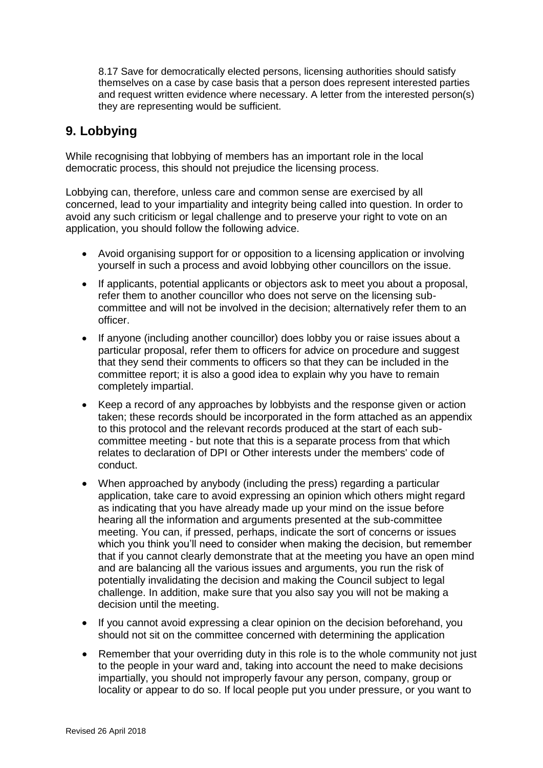8.17 Save for democratically elected persons, licensing authorities should satisfy themselves on a case by case basis that a person does represent interested parties and request written evidence where necessary. A letter from the interested person(s) they are representing would be sufficient.

## 9. Lobbying

While recognising that lobbying of members has an important role in the local democratic process, this should not prejudice the licensing process.

Lobbying can, therefore, unless care and common sense are exercised by all concerned, lead to your impartiality and integrity being called into question. In order to avoid any such criticism or legal challenge and to preserve your right to vote on an application, you should follow the following advice.

- Avoid organising support for or opposition to a licensing application or involving yourself in such a process and avoid lobbying other councillors on the issue.
- If applicants, potential applicants or objectors ask to meet you about a proposal, refer them to another councillor who does not serve on the licensing sub-committee and will not be involved in the decision; alternatively refer them to an officer.
- If anyone (including another councillor) does lobby you or raise issues about a particular proposal, refer them to officers for advice on procedure and suggest that they send their comments to officers so that they can be included in the committee report; it is also a good idea to explain why you have to remain completely impartial.
- Keep a record of any approaches by lobbyists and the response given or action taken; these records should be incorporated in the form attached as an appendix to this protocol and the relevant records produced at the start of each sub-committee meeting - but note that this is a separate process from that which relates to declaration of DPI or Other interests under the members' code of conduct.
- When approached by anybody (including the press) regarding a particular application, take care to avoid expressing an opinion which others might regard as indicating that you have already made up your mind on the issue before hearing all the information and arguments presented at the sub-committee meeting. You can, if pressed, perhaps, indicate the sort of concerns or issues which you think you'll need to consider when making the decision, but remember that if you cannot clearly demonstrate that at the meeting you have an open mind and are balancing all the various issues and arguments, you run the risk of potentially invalidating the decision and making the Council subject to legal challenge. In addition, make sure that you also say you will not be making a decision until the meeting.
- If you cannot avoid expressing a clear opinion on the decision beforehand, you should not sit on the committee concerned with determining the application
- Remember that your overriding duty in this role is to the whole community not just to the people in your ward and, taking into account the need to make decisions impartially, you should not improperly favour any person, company, group or locality or appear to do so. If local people put you under pressure, or you want to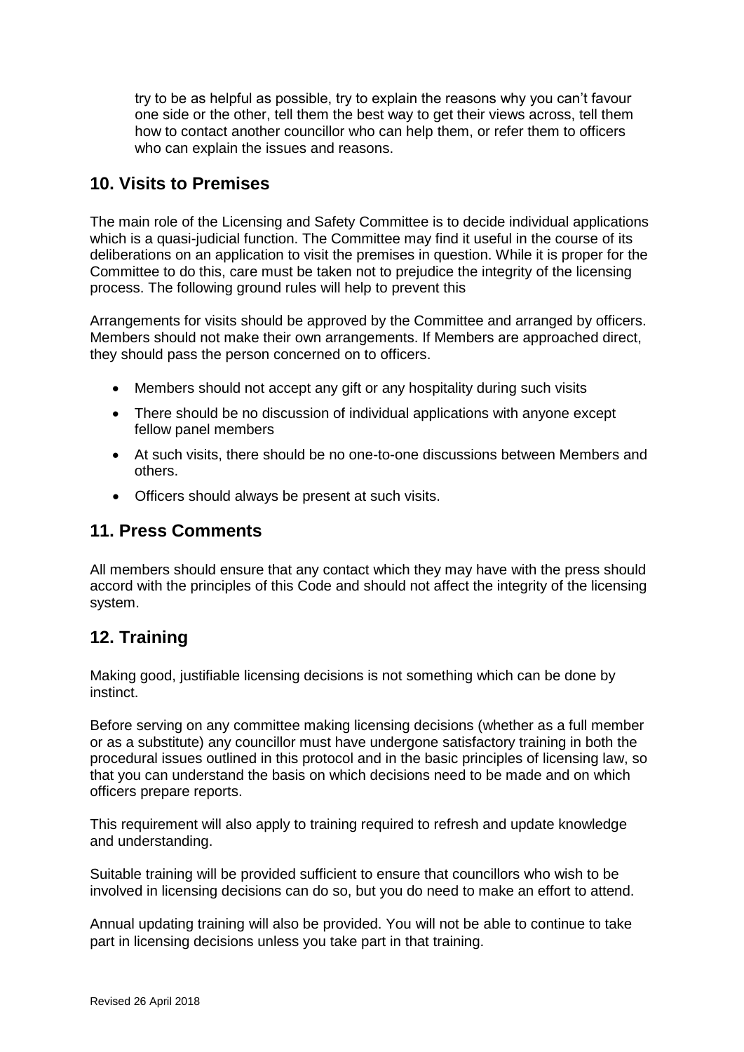try to be as helpful as possible, try to explain the reasons why you can't favour one side or the other, tell them the best way to get their views across, tell them how to contact another councillor who can help them, or refer them to officers who can explain the issues and reasons.

## 10. Visits to Premises

The main role of the Licensing and Safety Committee is to decide individual applications which is a quasi-judicial function. The Committee may find it useful in the course of its deliberations on an application to visit the premises in question. While it is proper for the Committee to do this, care must be taken not to prejudice the integrity of the licensing process. The following ground rules will help to prevent this

Arrangements for visits should be approved by the Committee and arranged by officers. Members should not make their own arrangements. If Members are approached direct, they should pass the person concerned on to officers.

- Members should not accept any gift or any hospitality during such visits
- There should be no discussion of individual applications with anyone except fellow panel members
- At such visits, there should be no one-to-one discussions between Members and others.
- Officers should always be present at such visits.

## 11. Press Comments

All members should ensure that any contact which they may have with the press should accord with the principles of this Code and should not affect the integrity of the licensing system.

## 12. Training

Making good, justifiable licensing decisions is not something which can be done by instinct.

Before serving on any committee making licensing decisions (whether as a full member or as a substitute) any councillor must have undergone satisfactory training in both the procedural issues outlined in this protocol and in the basic principles of licensing law, so that you can understand the basis on which decisions need to be made and on which officers prepare reports.

This requirement will also apply to training required to refresh and update knowledge and understanding.

Suitable training will be provided sufficient to ensure that councillors who wish to be involved in licensing decisions can do so, but you do need to make an effort to attend.

Annual updating training will also be provided. You will not be able to continue to take part in licensing decisions unless you take part in that training.

Revised 26 April 2018